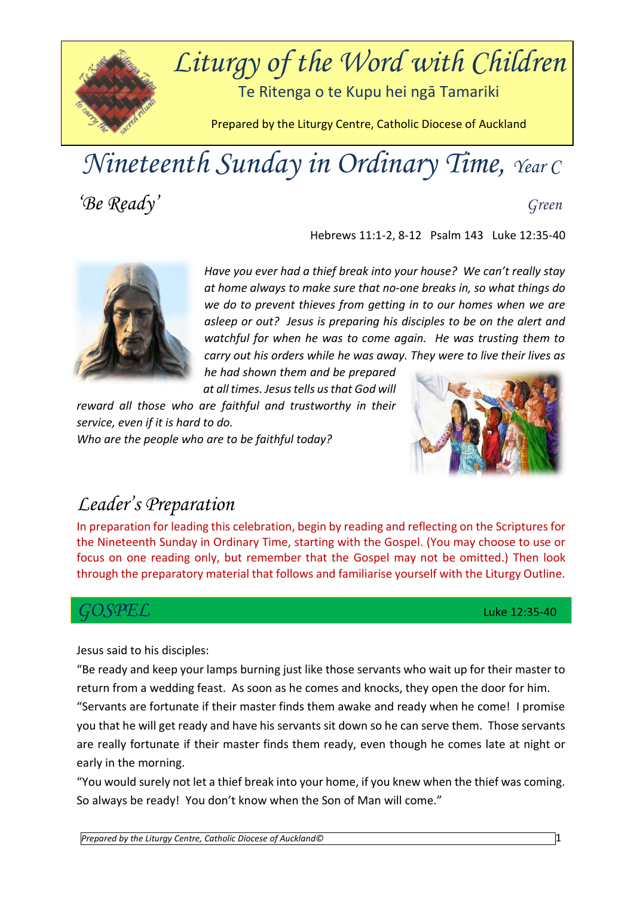# Liturgy of the Word with Children

Te Ritenga o te Kupu hei ngā Tamariki

Prepared by the Liturgy Centre, Catholic Diocese of Auckland

# Nineteenth Sunday in Ordinary Time, *Year C*

## *'Be Ready'*

*Green*

Hebrews 11:1-2, 8-12 Psalm 143 Luke 12:35-40

*Have you ever had a thief break into your house? We can't really stay at home always to make sure that no-one breaks in, so what things do we do to prevent thieves from getting in to our homes when we are asleep or out? Jesus is preparing his disciples to be on the alert and watchful for when he was to come again. He was trusting them to carry out his orders while he was away. They were to live their lives as he had shown them and be prepared at all times. Jesus tells us that God will reward all those who are faithful and trustworthy in their service, even if it is hard to do.*

*Who are the people who are to be faithful today?*

## Leader's Preparation

In preparation for leading this celebration, begin by reading and reflecting on the Scriptures for the Nineteenth Sunday in Ordinary Time, starting with the Gospel. (You may choose to use or focus on one reading only, but remember that the Gospel may not be omitted.) Then look through the preparatory material that follows and familiarise yourself with the Liturgy Outline.

## GOSPEL

Luke 12:35-40

Jesus said to his disciples:

"Be ready and keep your lamps burning just like those servants who wait up for their master to return from a wedding feast. As soon as he comes and knocks, they open the door for him.

"Servants are fortunate if their master finds them awake and ready when he come! I promise you that he will get ready and have his servants sit down so he can serve them. Those servants are really fortunate if their master finds them ready, even though he comes late at night or early in the morning.

"You would surely not let a thief break into your home, if you knew when the thief was coming. So always be ready! You don't know when the Son of Man will come."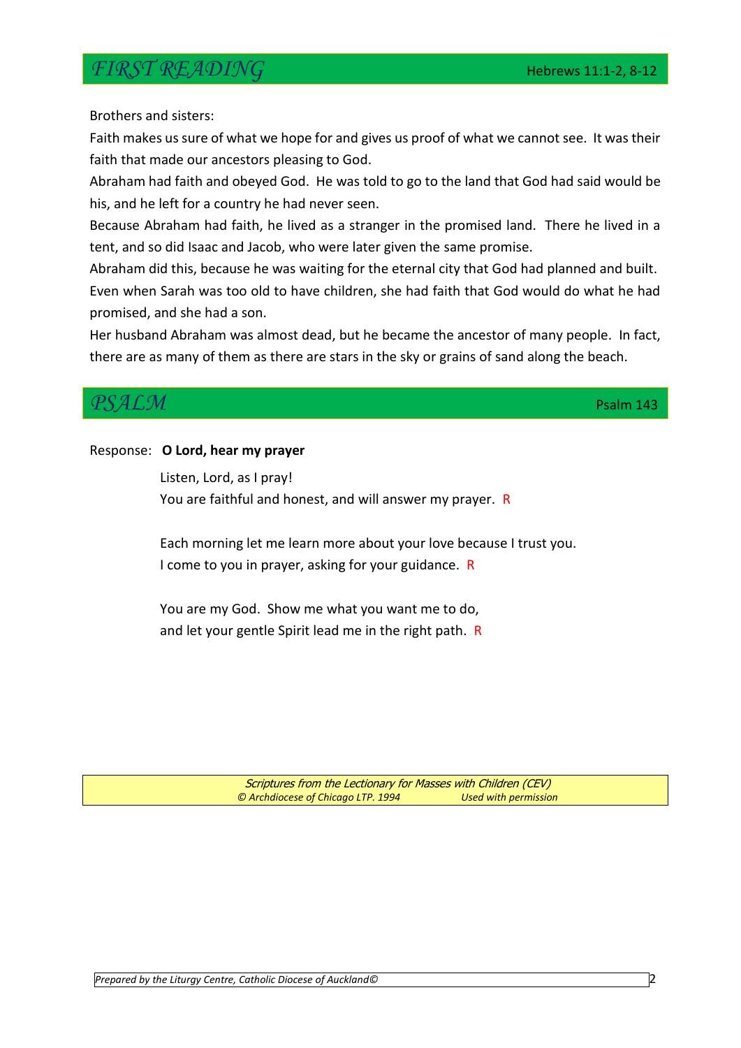## *FIRST READING*

Hebrews 11:1-2, 8-12

Brothers and sisters:

Faith makes us sure of what we hope for and gives us proof of what we cannot see. It was their faith that made our ancestors pleasing to God.

Abraham had faith and obeyed God. He was told to go to the land that God had said would be his, and he left for a country he had never seen.

Because Abraham had faith, he lived as a stranger in the promised land. There he lived in a tent, and so did Isaac and Jacob, who were later given the same promise.

Abraham did this, because he was waiting for the eternal city that God had planned and built.

Even when Sarah was too old to have children, she had faith that God would do what he had promised, and she had a son.

Her husband Abraham was almost dead, but he became the ancestor of many people. In fact, there are as many of them as there are stars in the sky or grains of sand along the beach.

## *PSALM*

Psalm 143

Response: **O Lord, hear my prayer**

Listen, Lord, as I pray!
You are faithful and honest, and will answer my prayer. R

Each morning let me learn more about your love because I trust you.
I come to you in prayer, asking for your guidance. R

You are my God. Show me what you want me to do,
and let your gentle Spirit lead me in the right path. R

*Scriptures from the Lectionary for Masses with Children (CEV)*
*© Archdiocese of Chicago LTP. 1994 Used with permission*

*Prepared by the Liturgy Centre, Catholic Diocese of Auckland©*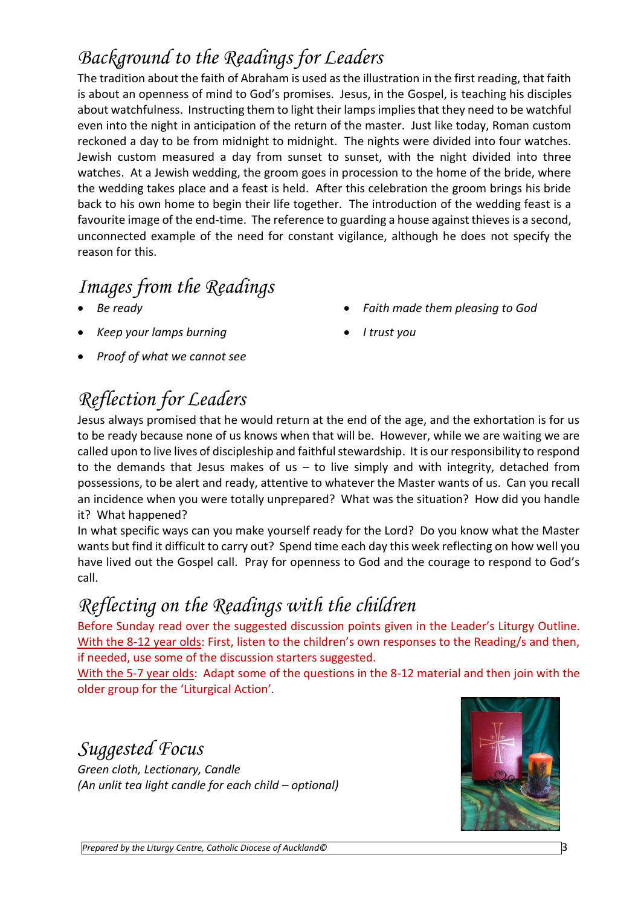## *Background to the Readings for Leaders*

The tradition about the faith of Abraham is used as the illustration in the first reading, that faith is about an openness of mind to God's promises. Jesus, in the Gospel, is teaching his disciples about watchfulness. Instructing them to light their lamps implies that they need to be watchful even into the night in anticipation of the return of the master. Just like today, Roman custom reckoned a day to be from midnight to midnight. The nights were divided into four watches. Jewish custom measured a day from sunset to sunset, with the night divided into three watches. At a Jewish wedding, the groom goes in procession to the home of the bride, where the wedding takes place and a feast is held. After this celebration the groom brings his bride back to his own home to begin their life together. The introduction of the wedding feast is a favourite image of the end-time. The reference to guarding a house against thieves is a second, unconnected example of the need for constant vigilance, although he does not specify the reason for this.

## *Images from the Readings*

- *Be ready*
- *Keep your lamps burning*
- *Proof of what we cannot see*
- *Faith made them pleasing to God*
- *I trust you*

## *Reflection for Leaders*

Jesus always promised that he would return at the end of the age, and the exhortation is for us to be ready because none of us knows when that will be. However, while we are waiting we are called upon to live lives of discipleship and faithful stewardship. It is our responsibility to respond to the demands that Jesus makes of us – to live simply and with integrity, detached from possessions, to be alert and ready, attentive to whatever the Master wants of us. Can you recall an incidence when you were totally unprepared? What was the situation? How did you handle it? What happened?

In what specific ways can you make yourself ready for the Lord? Do you know what the Master wants but find it difficult to carry out? Spend time each day this week reflecting on how well you have lived out the Gospel call. Pray for openness to God and the courage to respond to God's call.

## *Reflecting on the Readings with the children*

Before Sunday read over the suggested discussion points given in the Leader's Liturgy Outline.

With the 8-12 year olds: First, listen to the children's own responses to the Reading/s and then, if needed, use some of the discussion starters suggested.

With the 5-7 year olds: Adapt some of the questions in the 8-12 material and then join with the older group for the 'Liturgical Action'.

## *Suggested Focus*

*Green cloth, Lectionary, Candle*
*(An unlit tea light candle for each child – optional)*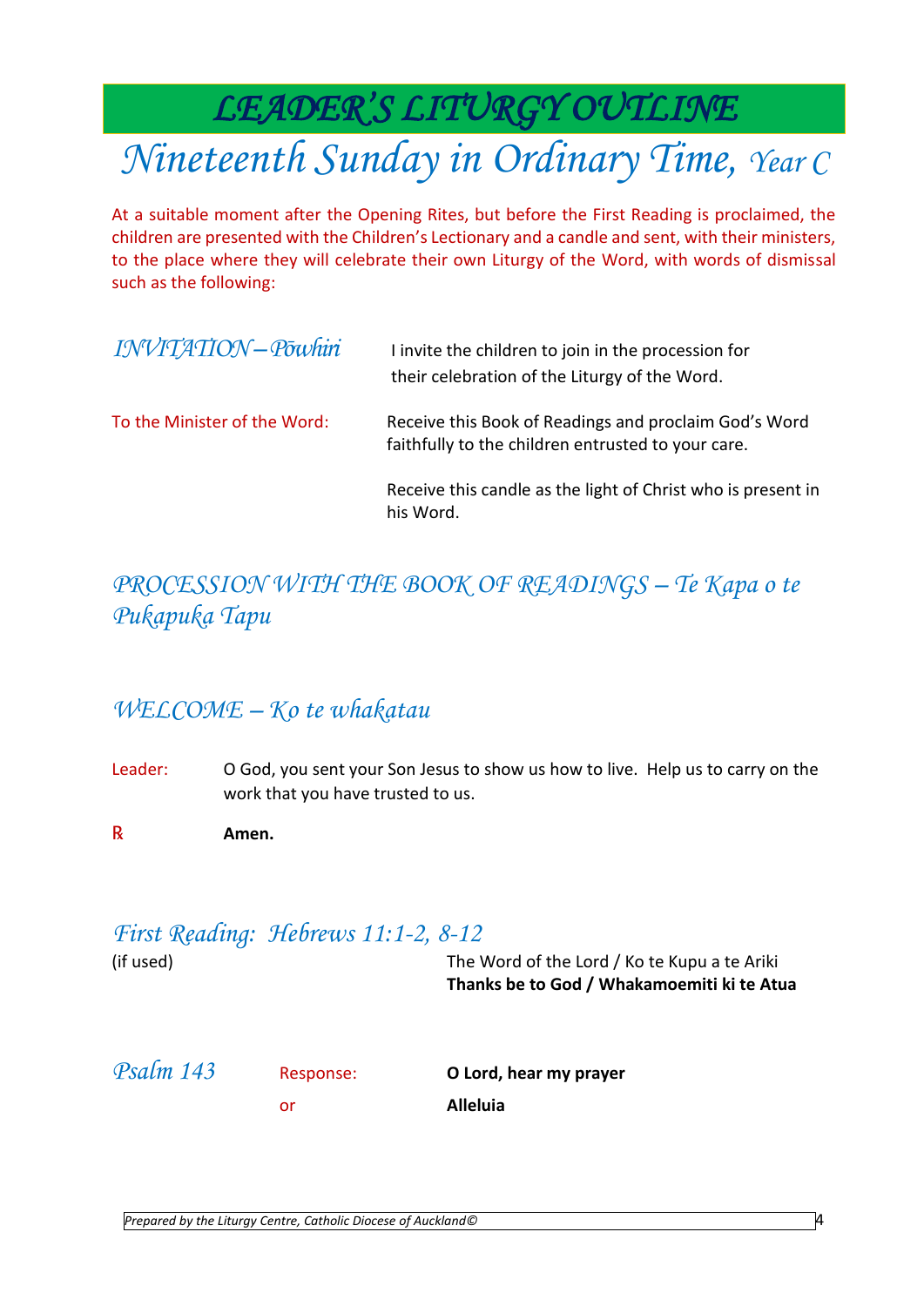# LEADER'S LITURGY OUTLINE

# Nineteenth Sunday in Ordinary Time, Year C

At a suitable moment after the Opening Rites, but before the First Reading is proclaimed, the children are presented with the Children's Lectionary and a candle and sent, with their ministers, to the place where they will celebrate their own Liturgy of the Word, with words of dismissal such as the following:

*INVITATION – Pōwhiri* — I invite the children to join in the procession for their celebration of the Liturgy of the Word.

To the Minister of the Word: Receive this Book of Readings and proclaim God's Word faithfully to the children entrusted to your care.

Receive this candle as the light of Christ who is present in his Word.

## *PROCESSION WITH THE BOOK OF READINGS – Te Kapa o te Pukapuka Tapu*

## *WELCOME – Ko te whakatau*

Leader: O God, you sent your Son Jesus to show us how to live. Help us to carry on the work that you have trusted to us.

℟ **Amen.**

## *First Reading: Hebrews 11:1-2, 8-12*

(if used)

The Word of the Lord / Ko te Kupu a te Ariki
**Thanks be to God / Whakamoemiti ki te Atua**

## *Psalm 143*

Response: **O Lord, hear my prayer**

or **Alleluia**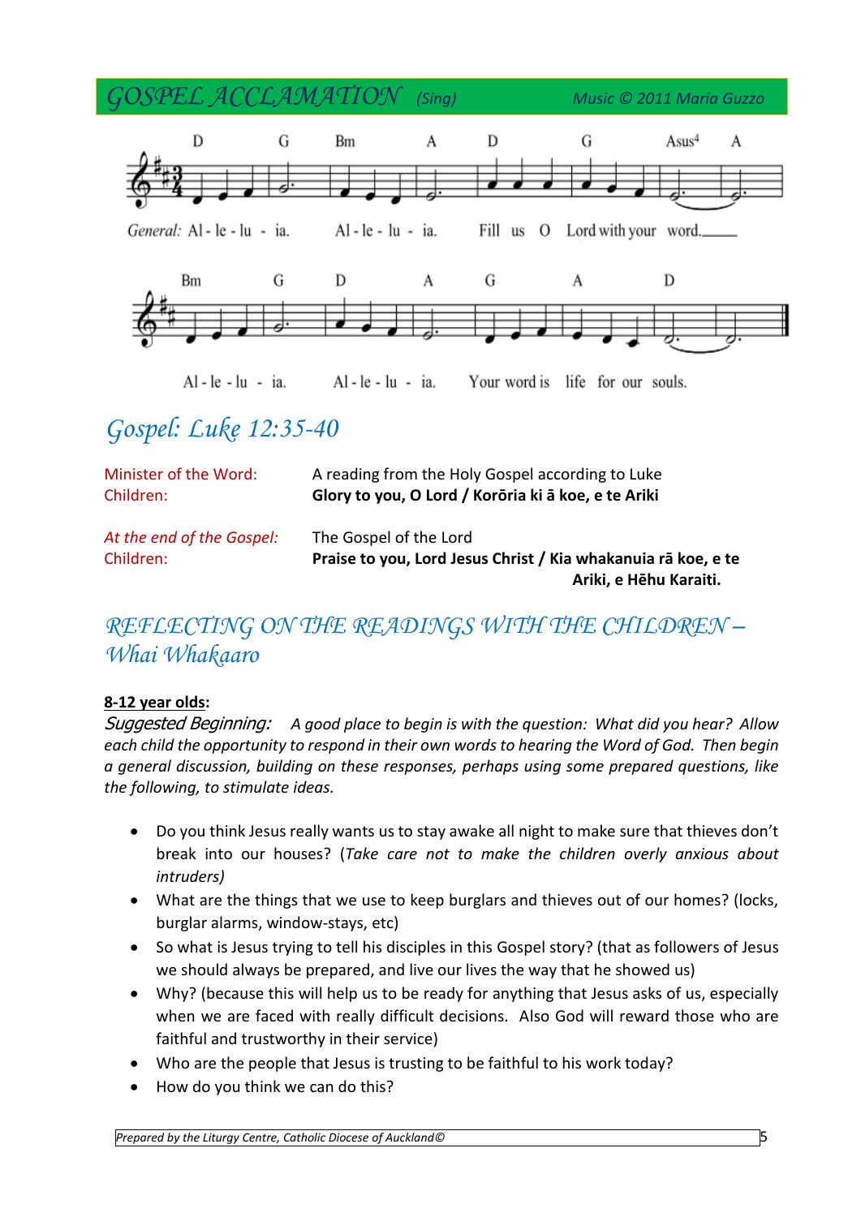## GOSPEL ACCLAMATION *(Sing)* *Music © 2011 Maria Guzzo*

D G Bm A D G Asus4 A

*General:* Al - le - lu - ia. Al - le - lu - ia. Fill us O Lord with your word.

Bm G D A G A D

Al - le - lu - ia. Al - le - lu - ia. Your word is life for our souls.

## Gospel: Luke 12:35-40

| | |
|---|---|
| Minister of the Word: | A reading from the Holy Gospel according to Luke |
| Children: | **Glory to you, O Lord / Korōria ki ā koe, e te Ariki** |
| *At the end of the Gospel:* | The Gospel of the Lord |
| Children: | **Praise to you, Lord Jesus Christ / Kia whakanuia rā koe, e te Ariki, e Hēhu Karaiti.** |

## REFLECTING ON THE READINGS WITH THE CHILDREN – Whai Whakaaro

**8-12 year olds:**

Suggested Beginning: *A good place to begin is with the question: What did you hear? Allow each child the opportunity to respond in their own words to hearing the Word of God. Then begin a general discussion, building on these responses, perhaps using some prepared questions, like the following, to stimulate ideas.*

- Do you think Jesus really wants us to stay awake all night to make sure that thieves don't break into our houses? (*Take care not to make the children overly anxious about intruders)*
- What are the things that we use to keep burglars and thieves out of our homes? (locks, burglar alarms, window-stays, etc)
- So what is Jesus trying to tell his disciples in this Gospel story? (that as followers of Jesus we should always be prepared, and live our lives the way that he showed us)
- Why? (because this will help us to be ready for anything that Jesus asks of us, especially when we are faced with really difficult decisions. Also God will reward those who are faithful and trustworthy in their service)
- Who are the people that Jesus is trusting to be faithful to his work today?
- How do you think we can do this?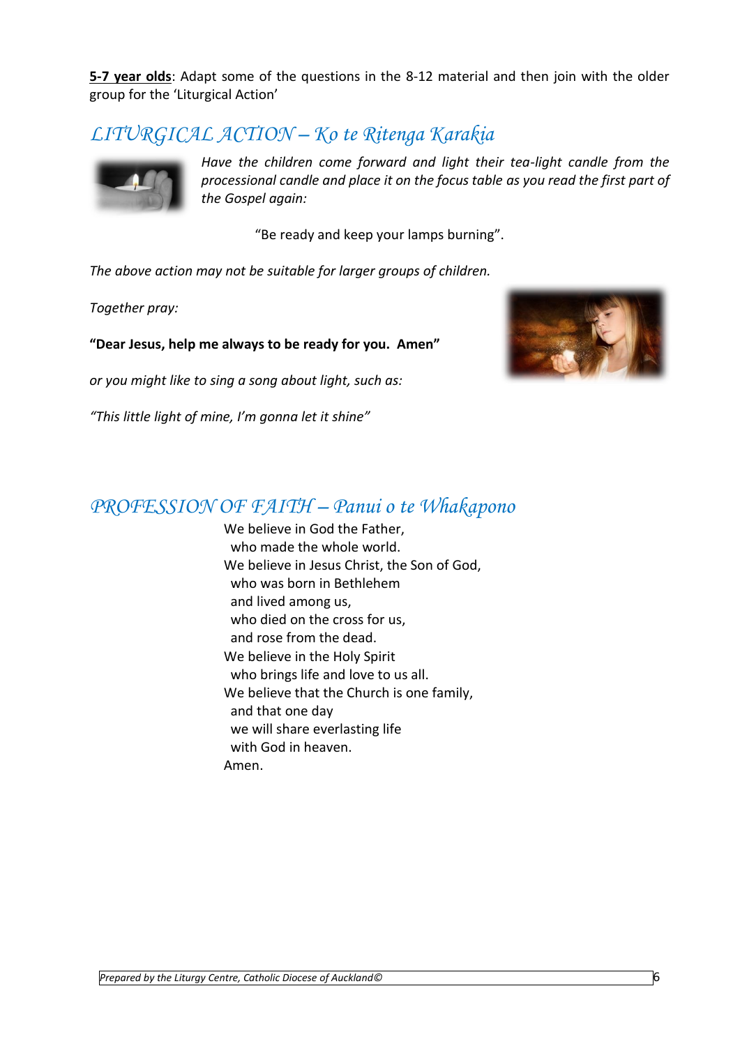**5-7 year olds**: Adapt some of the questions in the 8-12 material and then join with the older group for the 'Liturgical Action'

## *LITURGICAL ACTION – Ko te Ritenga Karakia*

*Have the children come forward and light their tea-light candle from the processional candle and place it on the focus table as you read the first part of the Gospel again:*

"Be ready and keep your lamps burning".

*The above action may not be suitable for larger groups of children.*

*Together pray:*

**"Dear Jesus, help me always to be ready for you. Amen"**

*or you might like to sing a song about light, such as:*

*"This little light of mine, I'm gonna let it shine"*

## *PROFESSION OF FAITH – Panui o te Whakapono*

We believe in God the Father,  
who made the whole world.  
We believe in Jesus Christ, the Son of God,  
who was born in Bethlehem  
and lived among us,  
who died on the cross for us,  
and rose from the dead.  
We believe in the Holy Spirit  
who brings life and love to us all.  
We believe that the Church is one family,  
and that one day  
we will share everlasting life  
with God in heaven.  
Amen.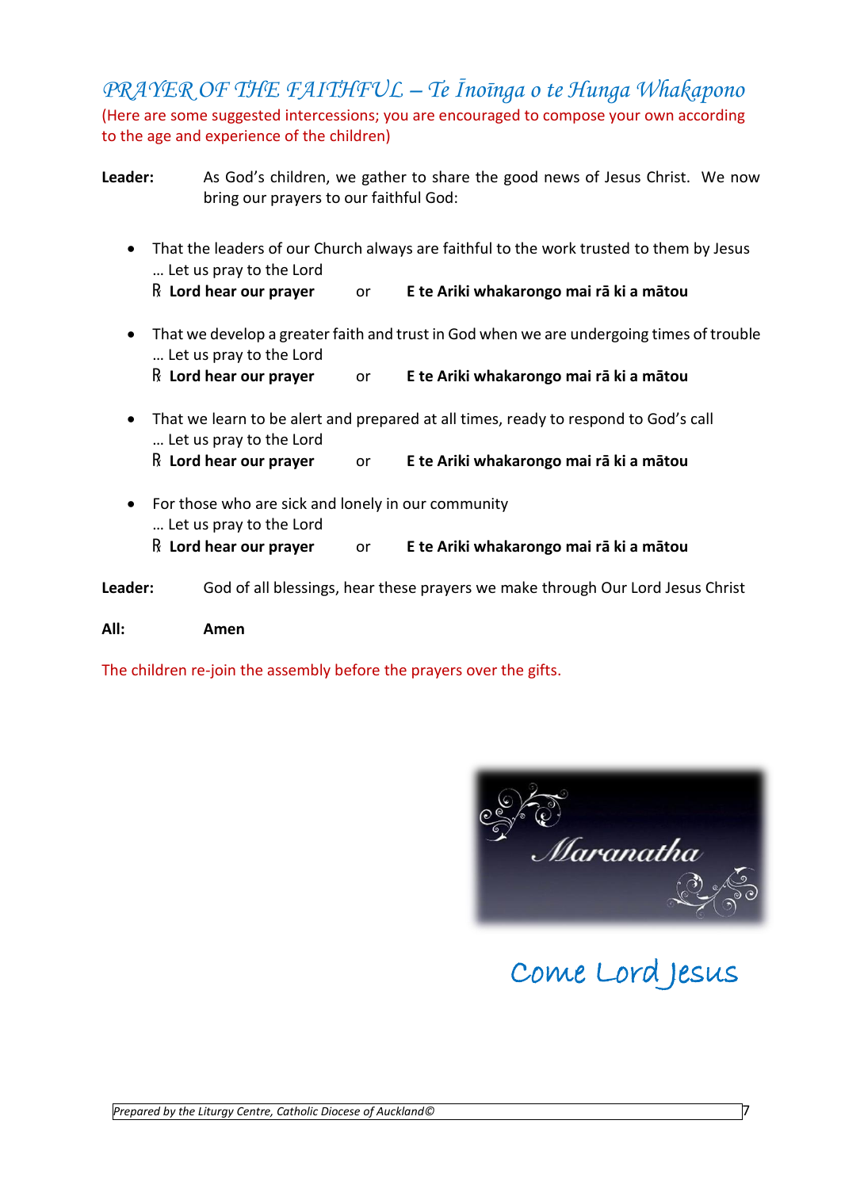## *PRAYER OF THE FAITHFUL – Te Īnoīnga o te Hunga Whakapono*

(Here are some suggested intercessions; you are encouraged to compose your own according to the age and experience of the children)

**Leader:** As God's children, we gather to share the good news of Jesus Christ. We now bring our prayers to our faithful God:

- That the leaders of our Church always are faithful to the work trusted to them by Jesus … Let us pray to the Lord
  ℟ **Lord hear our prayer** or **E te Ariki whakarongo mai rā ki a mātou**

- That we develop a greater faith and trust in God when we are undergoing times of trouble … Let us pray to the Lord
  ℟ **Lord hear our prayer** or **E te Ariki whakarongo mai rā ki a mātou**

- That we learn to be alert and prepared at all times, ready to respond to God's call … Let us pray to the Lord
  ℟ **Lord hear our prayer** or **E te Ariki whakarongo mai rā ki a mātou**

- For those who are sick and lonely in our community … Let us pray to the Lord
  ℟ **Lord hear our prayer** or **E te Ariki whakarongo mai rā ki a mātou**

**Leader:** God of all blessings, hear these prayers we make through Our Lord Jesus Christ

**All:** **Amen**

The children re-join the assembly before the prayers over the gifts.

Maranatha

Come Lord Jesus

*Prepared by the Liturgy Centre, Catholic Diocese of Auckland©*